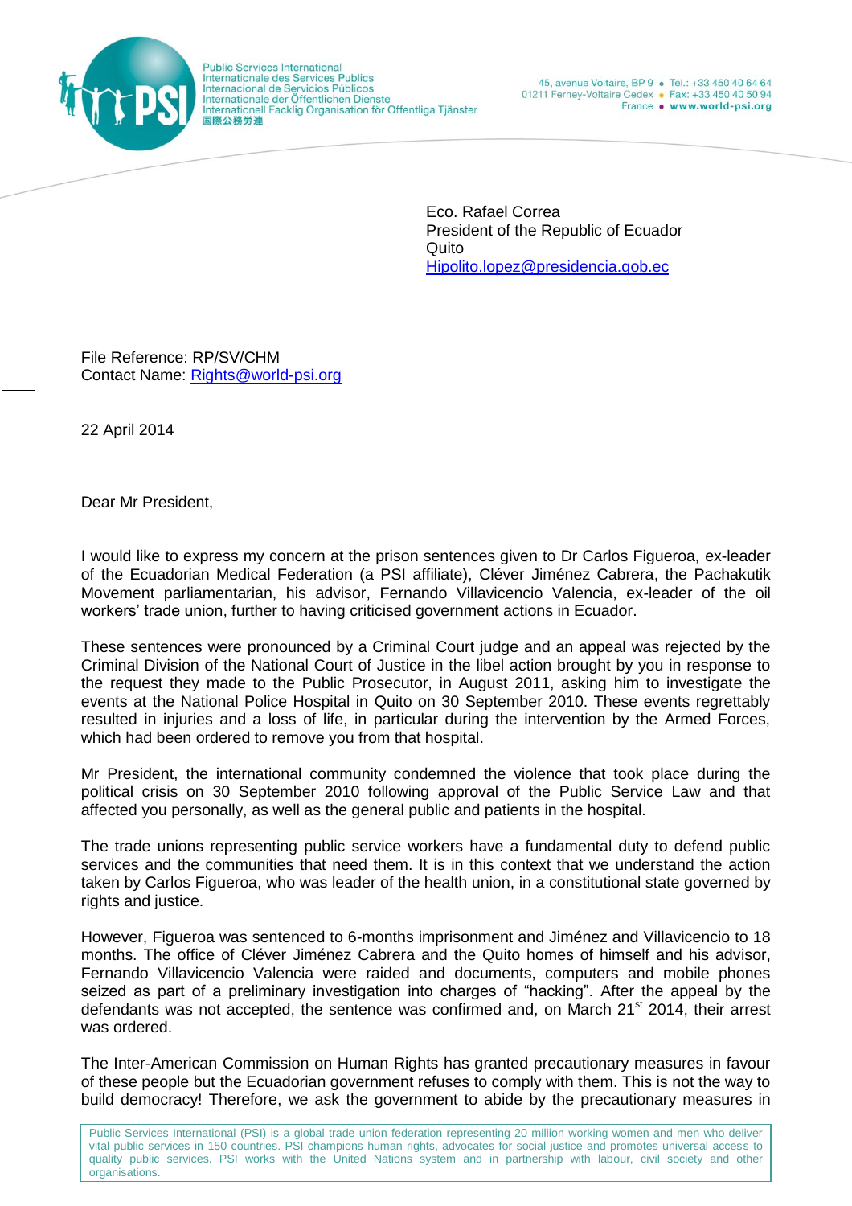Public Services International
Internationale des Services Publics
Internacional de Servicios Públicos
Internationale der Öffentlichen Dienste
Internationell Facklig Organisation för Offentliga Tjänster
国際公務労連

45, avenue Voltaire, BP 9 • Tel.: +33 450 40 64 64
01211 Ferney-Voltaire Cedex • Fax: +33 450 40 50 94
France • www.world-psi.org

Eco. Rafael Correa
President of the Republic of Ecuador
Quito
Hipolito.lopez@presidencia.gob.ec

File Reference: RP/SV/CHM
Contact Name: Rights@world-psi.org

22 April 2014

Dear Mr President,

I would like to express my concern at the prison sentences given to Dr Carlos Figueroa, ex-leader of the Ecuadorian Medical Federation (a PSI affiliate), Cléver Jiménez Cabrera, the Pachakutik Movement parliamentarian, his advisor, Fernando Villavicencio Valencia, ex-leader of the oil workers' trade union, further to having criticised government actions in Ecuador.

These sentences were pronounced by a Criminal Court judge and an appeal was rejected by the Criminal Division of the National Court of Justice in the libel action brought by you in response to the request they made to the Public Prosecutor, in August 2011, asking him to investigate the events at the National Police Hospital in Quito on 30 September 2010. These events regrettably resulted in injuries and a loss of life, in particular during the intervention by the Armed Forces, which had been ordered to remove you from that hospital.

Mr President, the international community condemned the violence that took place during the political crisis on 30 September 2010 following approval of the Public Service Law and that affected you personally, as well as the general public and patients in the hospital.

The trade unions representing public service workers have a fundamental duty to defend public services and the communities that need them. It is in this context that we understand the action taken by Carlos Figueroa, who was leader of the health union, in a constitutional state governed by rights and justice.

However, Figueroa was sentenced to 6-months imprisonment and Jiménez and Villavicencio to 18 months. The office of Cléver Jiménez Cabrera and the Quito homes of himself and his advisor, Fernando Villavicencio Valencia were raided and documents, computers and mobile phones seized as part of a preliminary investigation into charges of "hacking". After the appeal by the defendants was not accepted, the sentence was confirmed and, on March 21st 2014, their arrest was ordered.

The Inter-American Commission on Human Rights has granted precautionary measures in favour of these people but the Ecuadorian government refuses to comply with them. This is not the way to build democracy! Therefore, we ask the government to abide by the precautionary measures in

Public Services International (PSI) is a global trade union federation representing 20 million working women and men who deliver vital public services in 150 countries. PSI champions human rights, advocates for social justice and promotes universal access to quality public services. PSI works with the United Nations system and in partnership with labour, civil society and other organisations.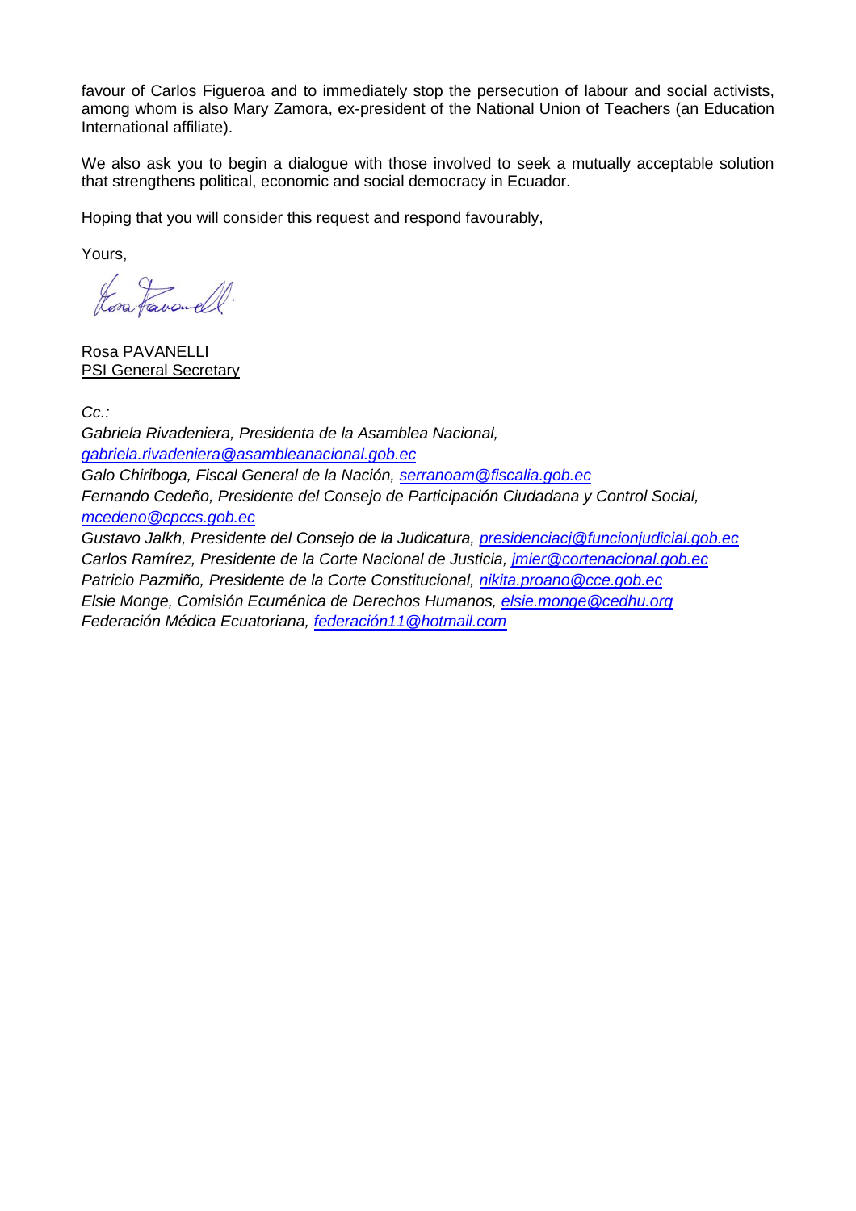favour of Carlos Figueroa and to immediately stop the persecution of labour and social activists, among whom is also Mary Zamora, ex-president of the National Union of Teachers (an Education International affiliate).

We also ask you to begin a dialogue with those involved to seek a mutually acceptable solution that strengthens political, economic and social democracy in Ecuador.

Hoping that you will consider this request and respond favourably,

Yours,

Rosa PAVANELLI
PSI General Secretary

*Cc.:*
*Gabriela Rivadeniera, Presidenta de la Asamblea Nacional, gabriela.rivadeniera@asambleanacional.gob.ec*
*Galo Chiriboga, Fiscal General de la Nación, serranoam@fiscalia.gob.ec*
*Fernando Cedeño, Presidente del Consejo de Participación Ciudadana y Control Social, mcedeno@cpccs.gob.ec*
*Gustavo Jalkh, Presidente del Consejo de la Judicatura, presidenciacj@funcionjudicial.gob.ec*
*Carlos Ramírez, Presidente de la Corte Nacional de Justicia, jmier@cortenacional.gob.ec*
*Patricio Pazmiño, Presidente de la Corte Constitucional, nikita.proano@cce.gob.ec*
*Elsie Monge, Comisión Ecuménica de Derechos Humanos, elsie.monge@cedhu.org*
*Federación Médica Ecuatoriana, federación11@hotmail.com*